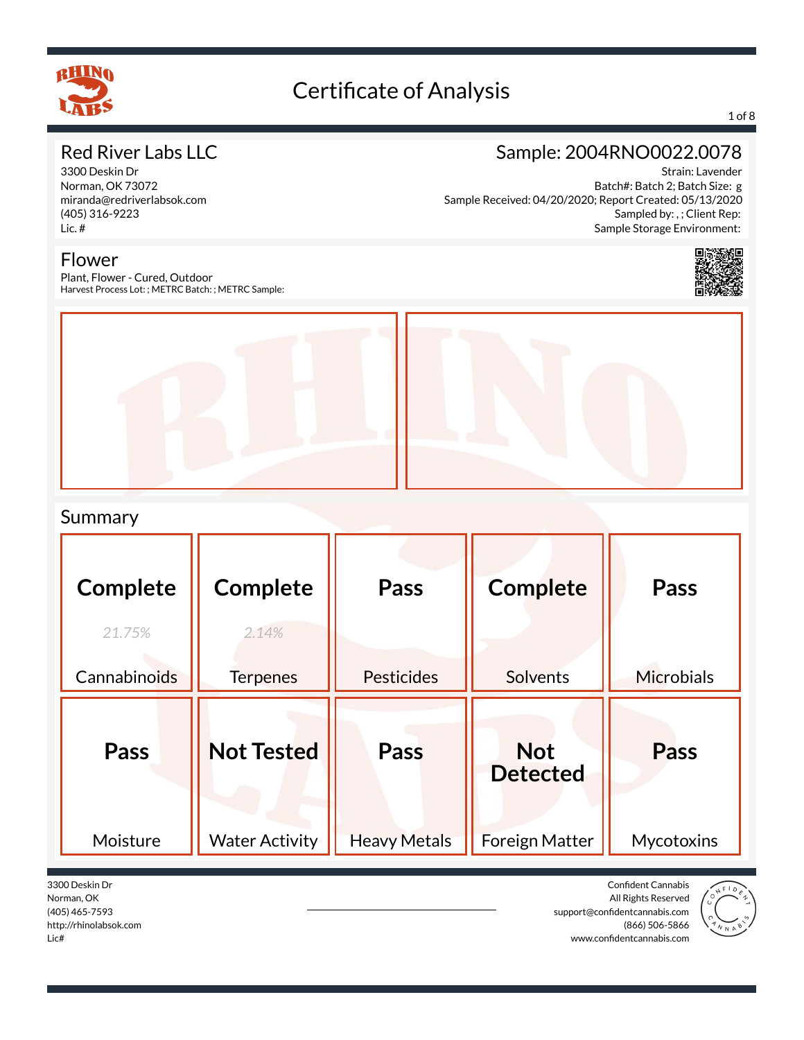# Certificate of Analysis

## Red River Labs LLC

3300 Deskin Dr
Norman, OK 73072
miranda@redriverlabsok.com
(405) 316-9223
Lic. #

## Sample: 2004RNO0022.0078

Strain: Lavender
Batch#: Batch 2; Batch Size: g
Sample Received: 04/20/2020; Report Created: 05/13/2020
Sampled by: , ; Client Rep:
Sample Storage Environment:

## Flower

Plant, Flower - Cured, Outdoor
Harvest Process Lot: ; METRC Batch: ; METRC Sample:

## Summary

| Cannabinoids | Terpenes | Pesticides | Solvents | Microbials |
|---|---|---|---|---|
| **Complete** *21.75%* | **Complete** *2.14%* | **Pass** | **Complete** | **Pass** |

| Moisture | Water Activity | Heavy Metals | Foreign Matter | Mycotoxins |
|---|---|---|---|---|
| **Pass** | **Not Tested** | **Pass** | **Not Detected** | **Pass** |

3300 Deskin Dr
Norman, OK
(405) 465-7593
http://rhinolabsok.com
Lic#

Confident Cannabis
All Rights Reserved
support@confidentcannabis.com
(866) 506-5866
www.confidentcannabis.com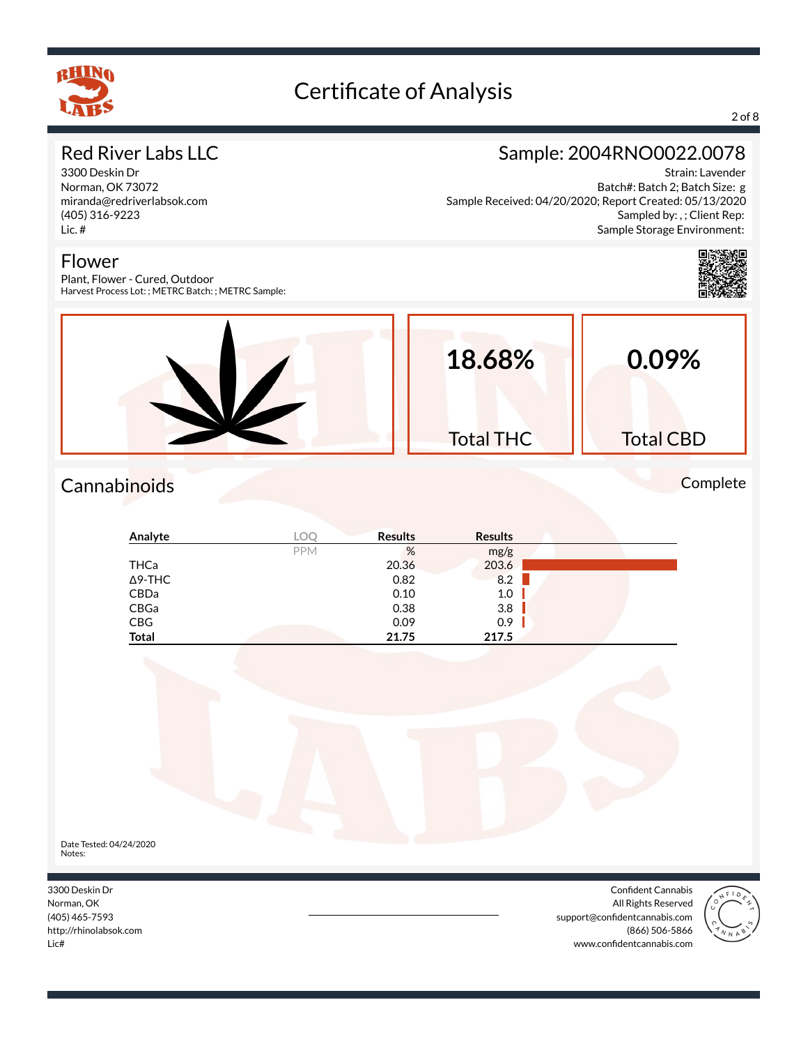# Certificate of Analysis

## Red River Labs LLC

3300 Deskin Dr
Norman, OK 73072
miranda@redriverlabsok.com
(405) 316-9223
Lic. #

## Sample: 2004RNO0022.0078

Strain: Lavender
Batch#: Batch 2; Batch Size: g
Sample Received: 04/20/2020; Report Created: 05/13/2020
Sampled by: , ; Client Rep:
Sample Storage Environment:

## Flower

Plant, Flower - Cured, Outdoor
Harvest Process Lot: ; METRC Batch: ; METRC Sample:

**18.68%** Total THC

**0.09%** Total CBD

## Cannabinoids

Complete

| Analyte | LOQ | Results | Results |
|---|---|---|---|
| | PPM | % | mg/g |
| THCa | | 20.36 | 203.6 |
| Δ9-THC | | 0.82 | 8.2 |
| CBDa | | 0.10 | 1.0 |
| CBGa | | 0.38 | 3.8 |
| CBG | | 0.09 | 0.9 |
| **Total** | | **21.75** | **217.5** |

Date Tested: 04/24/2020
Notes:

3300 Deskin Dr
Norman, OK
(405) 465-7593
http://rhinolabsok.com
Lic#

Confident Cannabis
All Rights Reserved
support@confidentcannabis.com
(866) 506-5866
www.confidentcannabis.com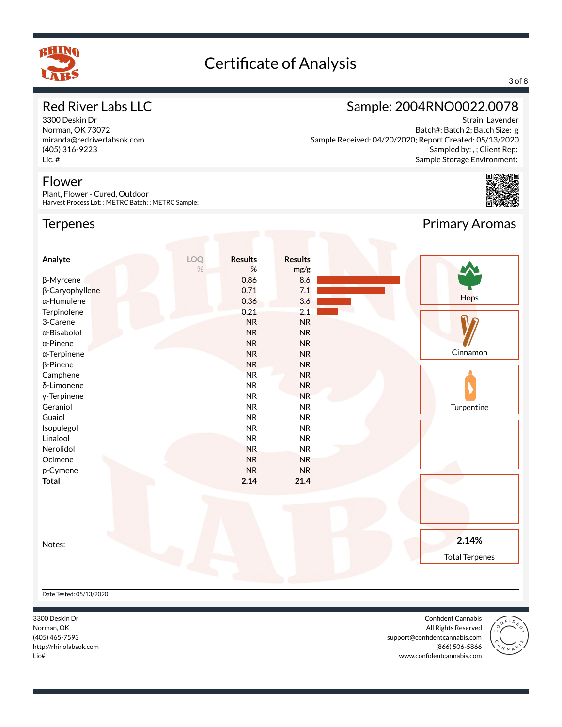# Certificate of Analysis

## Red River Labs LLC

3300 Deskin Dr
Norman, OK 73072
miranda@redriverlabsok.com
(405) 316-9223
Lic. #

## Sample: 2004RNO0022.0078

Strain: Lavender
Batch#: Batch 2; Batch Size: g
Sample Received: 04/20/2020; Report Created: 05/13/2020
Sampled by: , ; Client Rep:
Sample Storage Environment:

## Flower

Plant, Flower - Cured, Outdoor
Harvest Process Lot: ; METRC Batch: ; METRC Sample:

## Terpenes

| Analyte | LOQ | Results | Results |
|---|---|---|---|
| | % | % | mg/g |
| β-Myrcene | | 0.86 | 8.6 |
| β-Caryophyllene | | 0.71 | 7.1 |
| α-Humulene | | 0.36 | 3.6 |
| Terpinolene | | 0.21 | 2.1 |
| 3-Carene | | NR | NR |
| α-Bisabolol | | NR | NR |
| α-Pinene | | NR | NR |
| α-Terpinene | | NR | NR |
| β-Pinene | | NR | NR |
| Camphene | | NR | NR |
| δ-Limonene | | NR | NR |
| γ-Terpinene | | NR | NR |
| Geraniol | | NR | NR |
| Guaiol | | NR | NR |
| Isopulegol | | NR | NR |
| Linalool | | NR | NR |
| Nerolidol | | NR | NR |
| Ocimene | | NR | NR |
| p-Cymene | | NR | NR |
| **Total** | | **2.14** | **21.4** |

## Primary Aromas

- Hops
- Cinnamon
- Turpentine

**2.14%**
Total Terpenes

Notes:

Date Tested: 05/13/2020

3300 Deskin Dr
Norman, OK
(405) 465-7593
http://rhinolabsok.com
Lic#

Confident Cannabis
All Rights Reserved
support@confidentcannabis.com
(866) 506-5866
www.confidentcannabis.com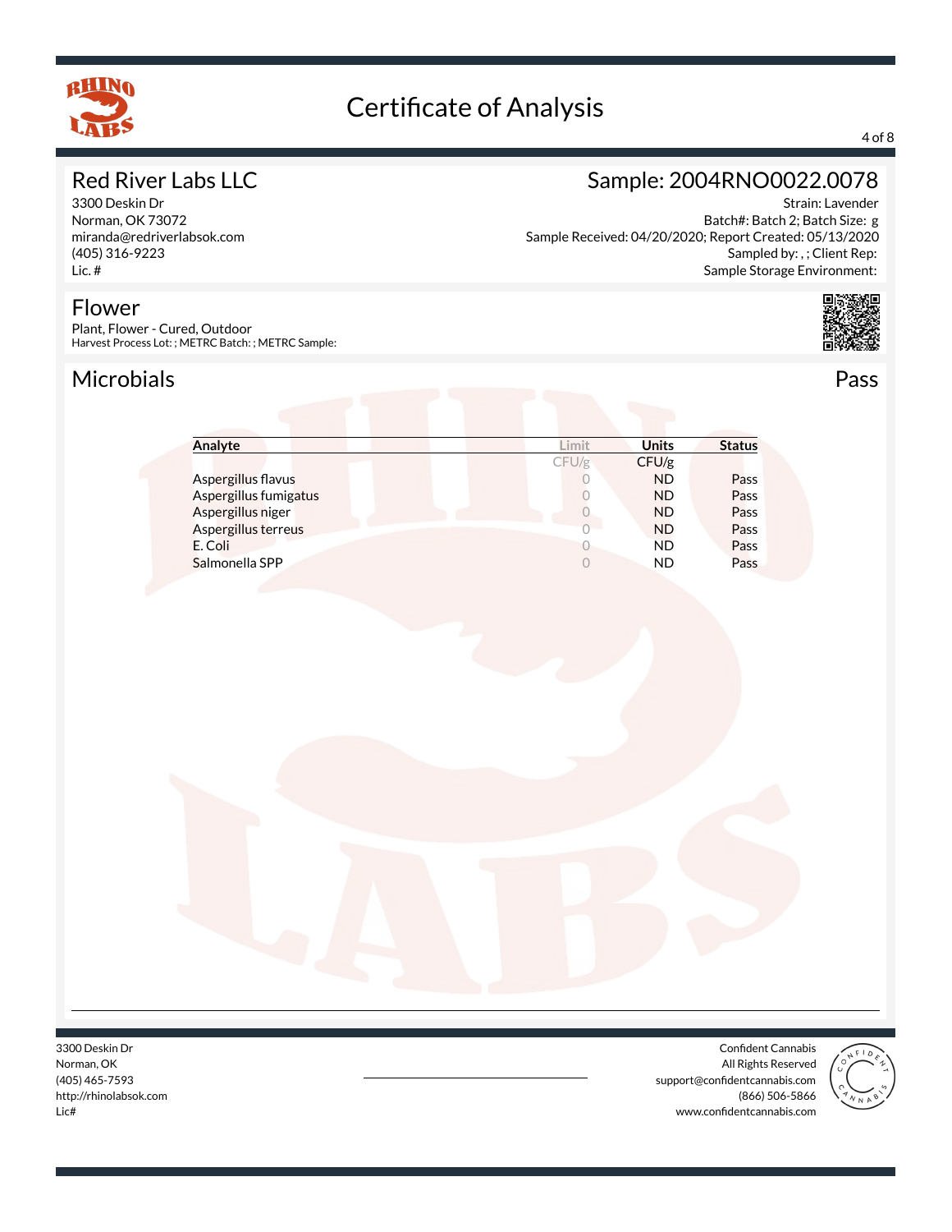# Certificate of Analysis

## Red River Labs LLC

3300 Deskin Dr
Norman, OK 73072
miranda@redriverlabsok.com
(405) 316-9223
Lic. #

## Sample: 2004RNO0022.0078

Strain: Lavender
Batch#: Batch 2; Batch Size: g
Sample Received: 04/20/2020; Report Created: 05/13/2020
Sampled by: , ; Client Rep:
Sample Storage Environment:

## Flower

Plant, Flower - Cured, Outdoor
Harvest Process Lot: ; METRC Batch: ; METRC Sample:

## Microbials

Pass

| Analyte | Limit | Units | Status |
|---|---|---|---|
| | CFU/g | CFU/g | |
| Aspergillus flavus | 0 | ND | Pass |
| Aspergillus fumigatus | 0 | ND | Pass |
| Aspergillus niger | 0 | ND | Pass |
| Aspergillus terreus | 0 | ND | Pass |
| E. Coli | 0 | ND | Pass |
| Salmonella SPP | 0 | ND | Pass |

3300 Deskin Dr
Norman, OK
(405) 465-7593
http://rhinolabsok.com
Lic#

Confident Cannabis
All Rights Reserved
support@confidentcannabis.com
(866) 506-5866
www.confidentcannabis.com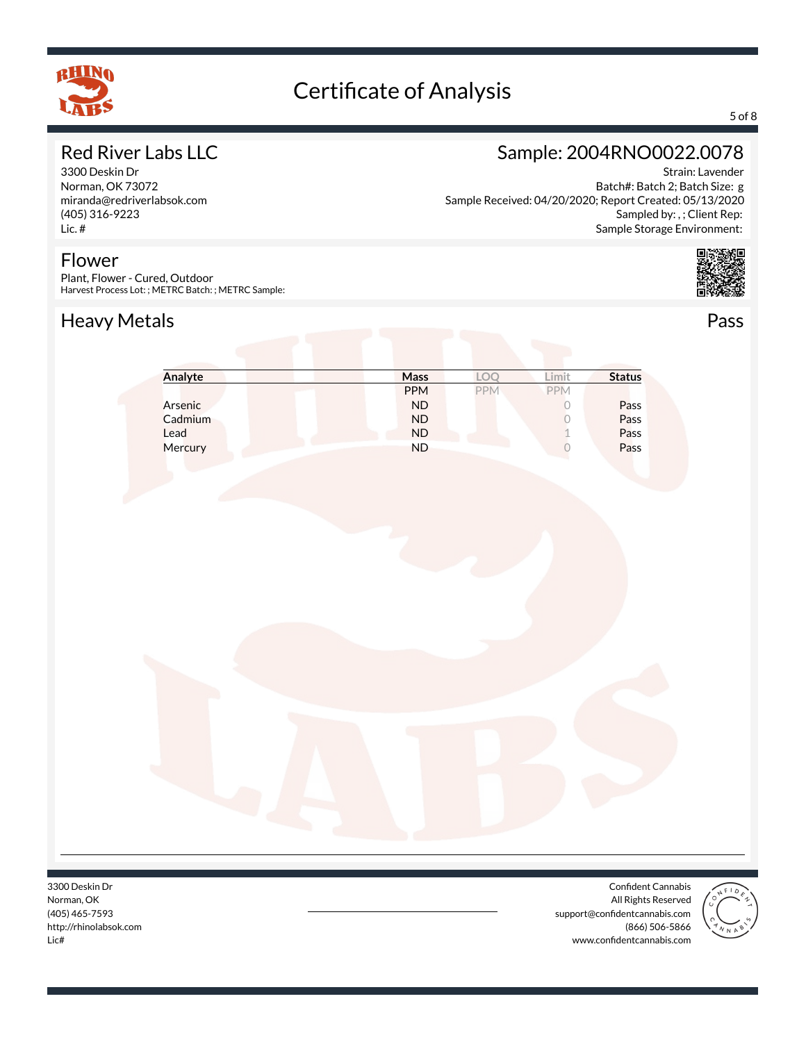# Certificate of Analysis

## Red River Labs LLC

3300 Deskin Dr
Norman, OK 73072
miranda@redriverlabsok.com
(405) 316-9223
Lic. #

## Sample: 2004RNO0022.0078

Strain: Lavender
Batch#: Batch 2; Batch Size: g
Sample Received: 04/20/2020; Report Created: 05/13/2020
Sampled by: , ; Client Rep:
Sample Storage Environment:

## Flower

Plant, Flower - Cured, Outdoor
Harvest Process Lot: ; METRC Batch: ; METRC Sample:

## Heavy Metals

Pass

| Analyte | Mass | LOQ | Limit | Status |
|---|---|---|---|---|
| | PPM | PPM | PPM | |
| Arsenic | ND | | 0 | Pass |
| Cadmium | ND | | 0 | Pass |
| Lead | ND | | 1 | Pass |
| Mercury | ND | | 0 | Pass |

3300 Deskin Dr
Norman, OK
(405) 465-7593
http://rhinolabsok.com
Lic#

Confident Cannabis
All Rights Reserved
support@confidentcannabis.com
(866) 506-5866
www.confidentcannabis.com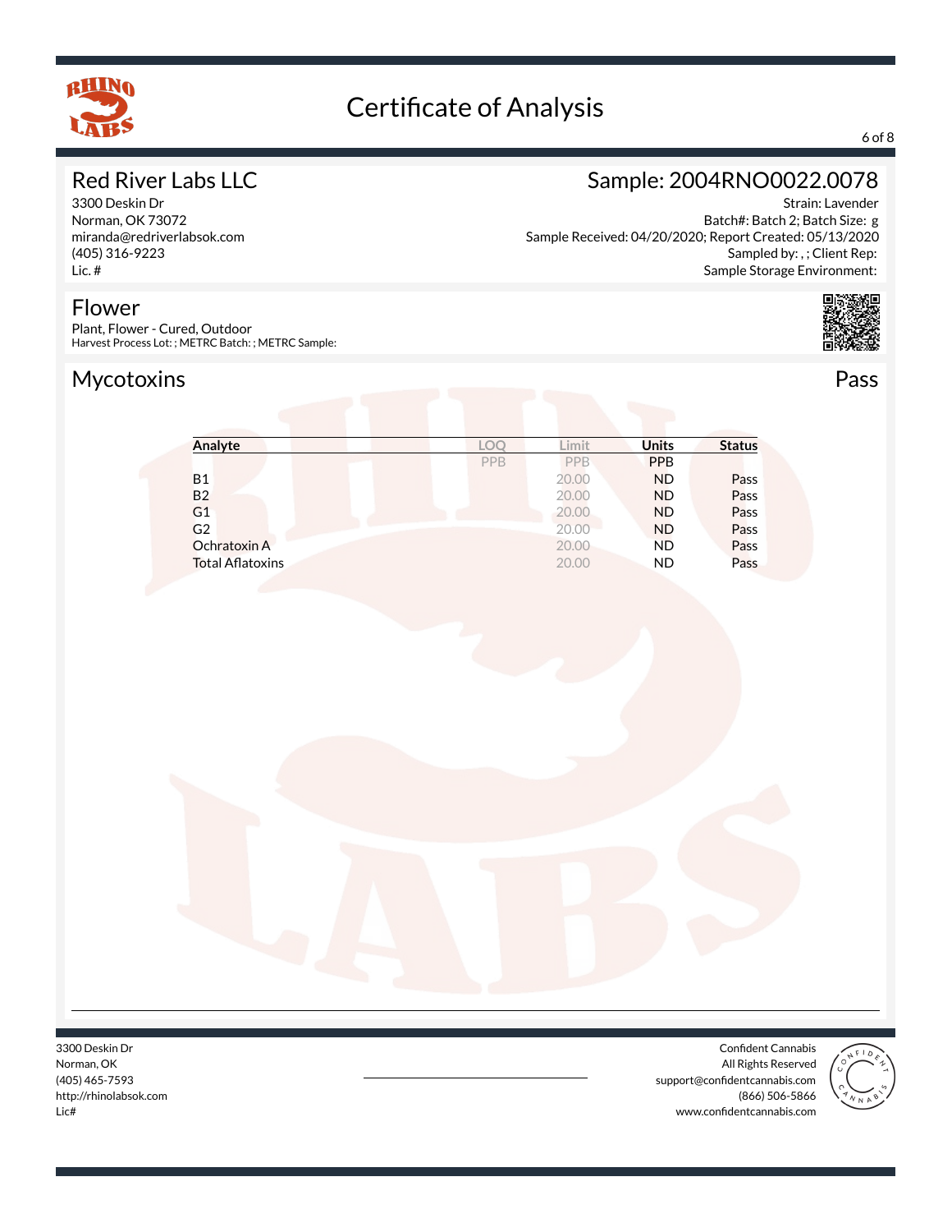# Certificate of Analysis

## Red River Labs LLC

3300 Deskin Dr
Norman, OK 73072
miranda@redriverlabsok.com
(405) 316-9223
Lic. #

## Sample: 2004RNO0022.0078

Strain: Lavender
Batch#: Batch 2; Batch Size: g
Sample Received: 04/20/2020; Report Created: 05/13/2020
Sampled by: , ; Client Rep:
Sample Storage Environment:

## Flower

Plant, Flower - Cured, Outdoor
Harvest Process Lot: ; METRC Batch: ; METRC Sample:

## Mycotoxins

Pass

| Analyte | LOQ | Limit | Units | Status |
|---|---|---|---|---|
| | PPB | PPB | PPB | |
| B1 | | 20.00 | ND | Pass |
| B2 | | 20.00 | ND | Pass |
| G1 | | 20.00 | ND | Pass |
| G2 | | 20.00 | ND | Pass |
| Ochratoxin A | | 20.00 | ND | Pass |
| Total Aflatoxins | | 20.00 | ND | Pass |

3300 Deskin Dr
Norman, OK
(405) 465-7593
http://rhinolabsok.com
Lic#

Confident Cannabis
All Rights Reserved
support@confidentcannabis.com
(866) 506-5866
www.confidentcannabis.com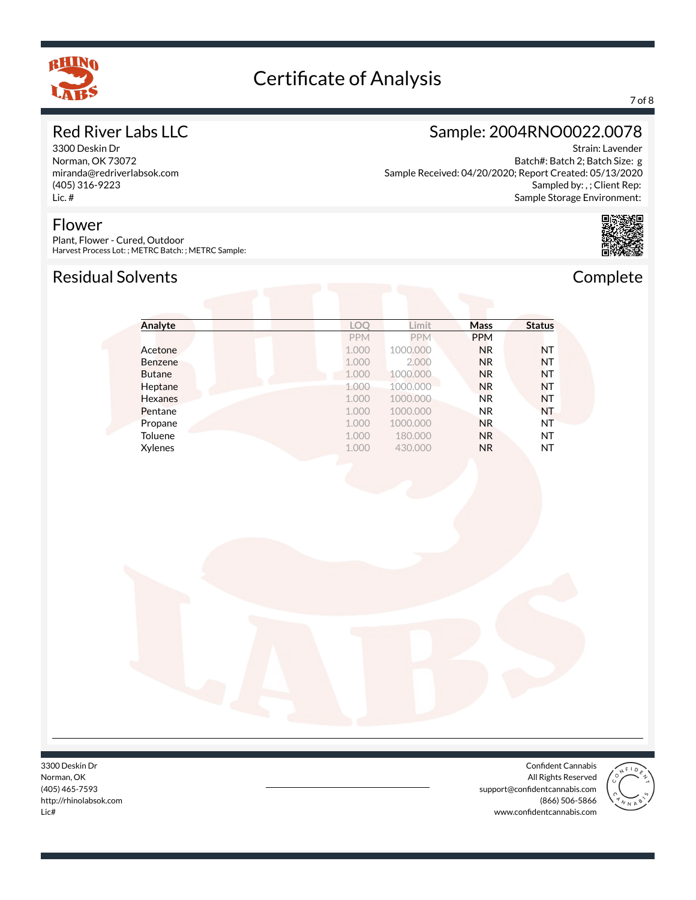# Certificate of Analysis

## Red River Labs LLC

3300 Deskin Dr
Norman, OK 73072
miranda@redriverlabsok.com
(405) 316-9223
Lic. #

## Sample: 2004RNO0022.0078

Strain: Lavender
Batch#: Batch 2; Batch Size: g
Sample Received: 04/20/2020; Report Created: 05/13/2020
Sampled by: , ; Client Rep:
Sample Storage Environment:

## Flower

Plant, Flower - Cured, Outdoor
Harvest Process Lot: ; METRC Batch: ; METRC Sample:

## Residual Solvents

Complete

| Analyte | LOQ | Limit | Mass | Status |
|---|---|---|---|---|
| | PPM | PPM | PPM | |
| Acetone | 1.000 | 1000.000 | NR | NT |
| Benzene | 1.000 | 2.000 | NR | NT |
| Butane | 1.000 | 1000.000 | NR | NT |
| Heptane | 1.000 | 1000.000 | NR | NT |
| Hexanes | 1.000 | 1000.000 | NR | NT |
| Pentane | 1.000 | 1000.000 | NR | NT |
| Propane | 1.000 | 1000.000 | NR | NT |
| Toluene | 1.000 | 180.000 | NR | NT |
| Xylenes | 1.000 | 430.000 | NR | NT |

3300 Deskin Dr
Norman, OK
(405) 465-7593
http://rhinolabsok.com
Lic#

Confident Cannabis
All Rights Reserved
support@confidentcannabis.com
(866) 506-5866
www.confidentcannabis.com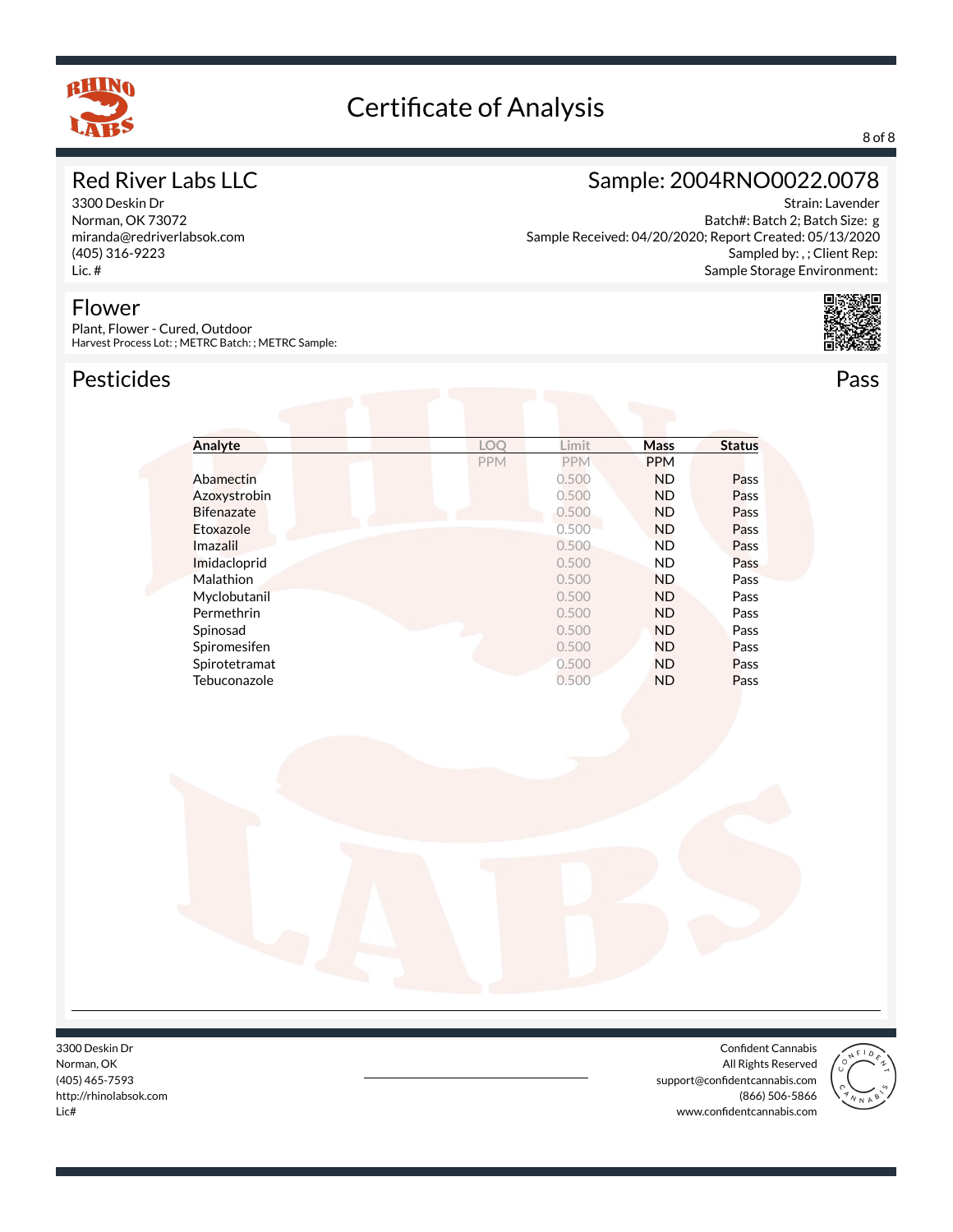# Certificate of Analysis

## Red River Labs LLC

3300 Deskin Dr
Norman, OK 73072
miranda@redriverlabsok.com
(405) 316-9223
Lic. #

## Sample: 2004RNO0022.0078

Strain: Lavender
Batch#: Batch 2; Batch Size: g
Sample Received: 04/20/2020; Report Created: 05/13/2020
Sampled by: , ; Client Rep:
Sample Storage Environment:

## Flower

Plant, Flower - Cured, Outdoor
Harvest Process Lot: ; METRC Batch: ; METRC Sample:

## Pesticides

Pass

| Analyte | LOQ | Limit | Mass | Status |
|---|---|---|---|---|
| | PPM | PPM | PPM | |
| Abamectin | | 0.500 | ND | Pass |
| Azoxystrobin | | 0.500 | ND | Pass |
| Bifenazate | | 0.500 | ND | Pass |
| Etoxazole | | 0.500 | ND | Pass |
| Imazalil | | 0.500 | ND | Pass |
| Imidacloprid | | 0.500 | ND | Pass |
| Malathion | | 0.500 | ND | Pass |
| Myclobutanil | | 0.500 | ND | Pass |
| Permethrin | | 0.500 | ND | Pass |
| Spinosad | | 0.500 | ND | Pass |
| Spiromesifen | | 0.500 | ND | Pass |
| Spirotetramat | | 0.500 | ND | Pass |
| Tebuconazole | | 0.500 | ND | Pass |

3300 Deskin Dr
Norman, OK
(405) 465-7593
http://rhinolabsok.com
Lic#

Confident Cannabis
All Rights Reserved
support@confidentcannabis.com
(866) 506-5866
www.confidentcannabis.com